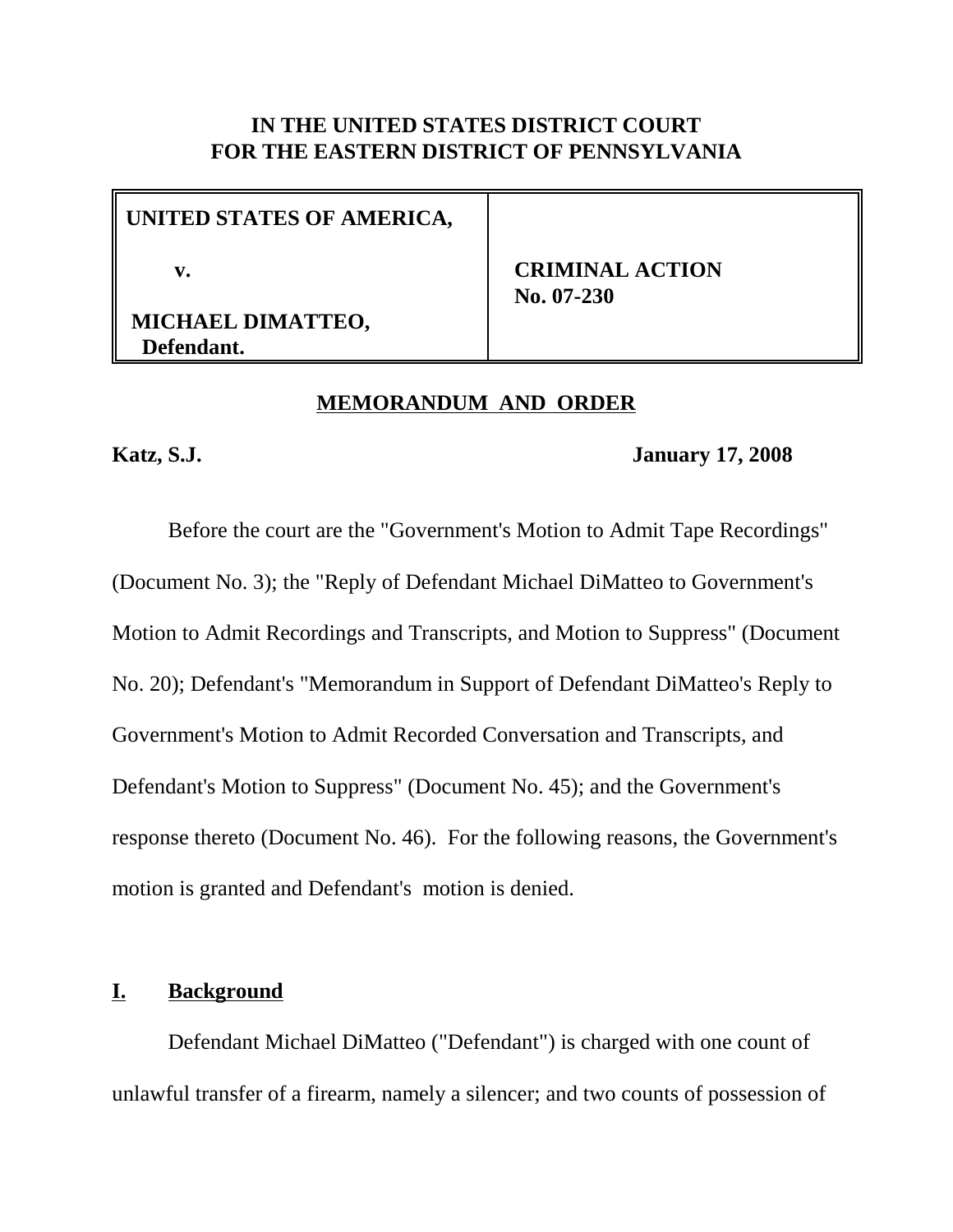**IN THE UNITED STATES DISTRICT COURT**
**FOR THE EASTERN DISTRICT OF PENNSYLVANIA**

| UNITED STATES OF AMERICA, v. MICHAEL DIMATTEO, Defendant. | CRIMINAL ACTION No. 07-230 |
|---|---|

## MEMORANDUM AND ORDER

**Katz, S.J.** **January 17, 2008**

Before the court are the "Government's Motion to Admit Tape Recordings" (Document No. 3); the "Reply of Defendant Michael DiMatteo to Government's Motion to Admit Recordings and Transcripts, and Motion to Suppress" (Document No. 20); Defendant's "Memorandum in Support of Defendant DiMatteo's Reply to Government's Motion to Admit Recorded Conversation and Transcripts, and Defendant's Motion to Suppress" (Document No. 45); and the Government's response thereto (Document No. 46). For the following reasons, the Government's motion is granted and Defendant's motion is denied.

## I. Background

Defendant Michael DiMatteo ("Defendant") is charged with one count of unlawful transfer of a firearm, namely a silencer; and two counts of possession of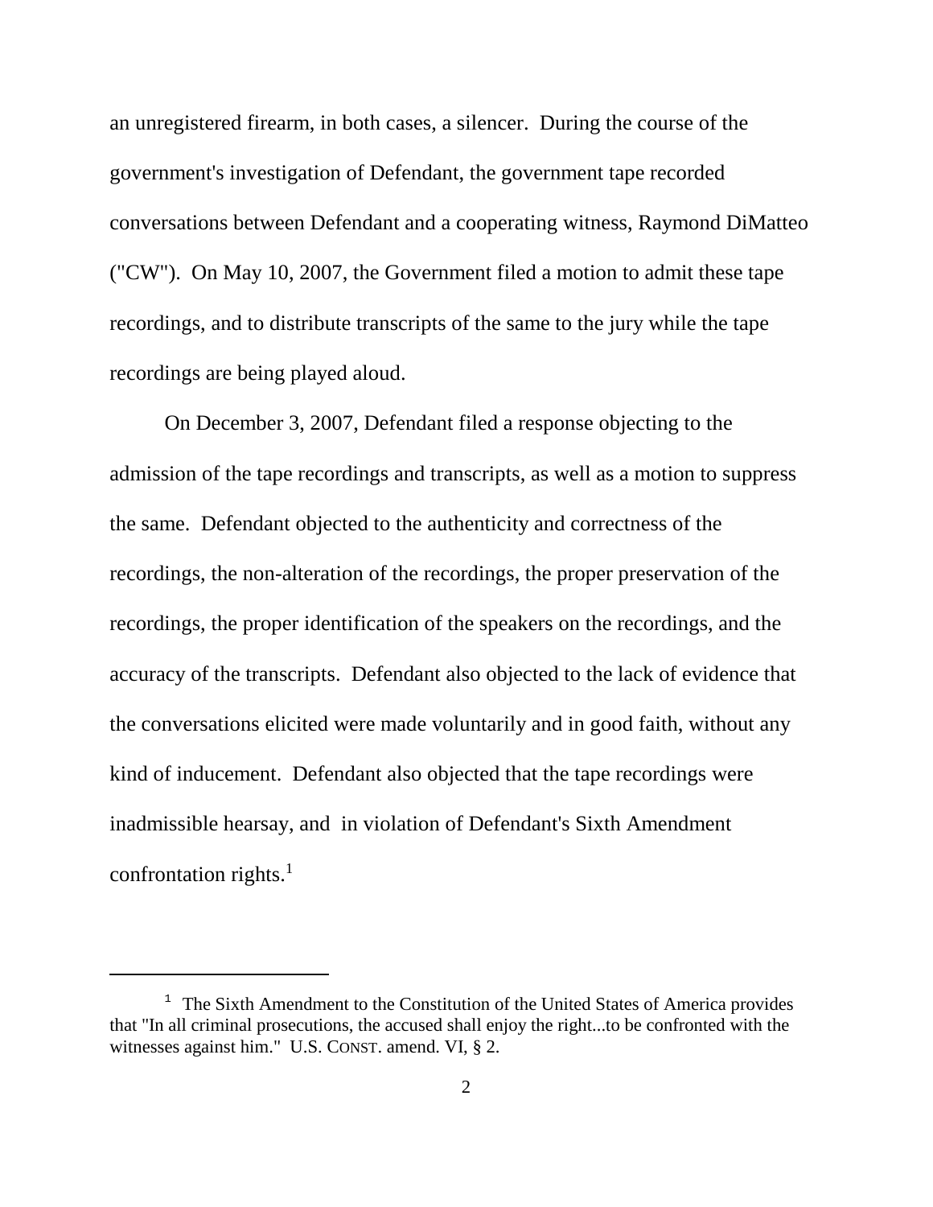an unregistered firearm, in both cases, a silencer. During the course of the government's investigation of Defendant, the government tape recorded conversations between Defendant and a cooperating witness, Raymond DiMatteo ("CW"). On May 10, 2007, the Government filed a motion to admit these tape recordings, and to distribute transcripts of the same to the jury while the tape recordings are being played aloud.

On December 3, 2007, Defendant filed a response objecting to the admission of the tape recordings and transcripts, as well as a motion to suppress the same. Defendant objected to the authenticity and correctness of the recordings, the non-alteration of the recordings, the proper preservation of the recordings, the proper identification of the speakers on the recordings, and the accuracy of the transcripts. Defendant also objected to the lack of evidence that the conversations elicited were made voluntarily and in good faith, without any kind of inducement. Defendant also objected that the tape recordings were inadmissible hearsay, and in violation of Defendant's Sixth Amendment confrontation rights.[1]

---

[1] The Sixth Amendment to the Constitution of the United States of America provides that "In all criminal prosecutions, the accused shall enjoy the right...to be confronted with the witnesses against him." U.S. CONST. amend. VI, § 2.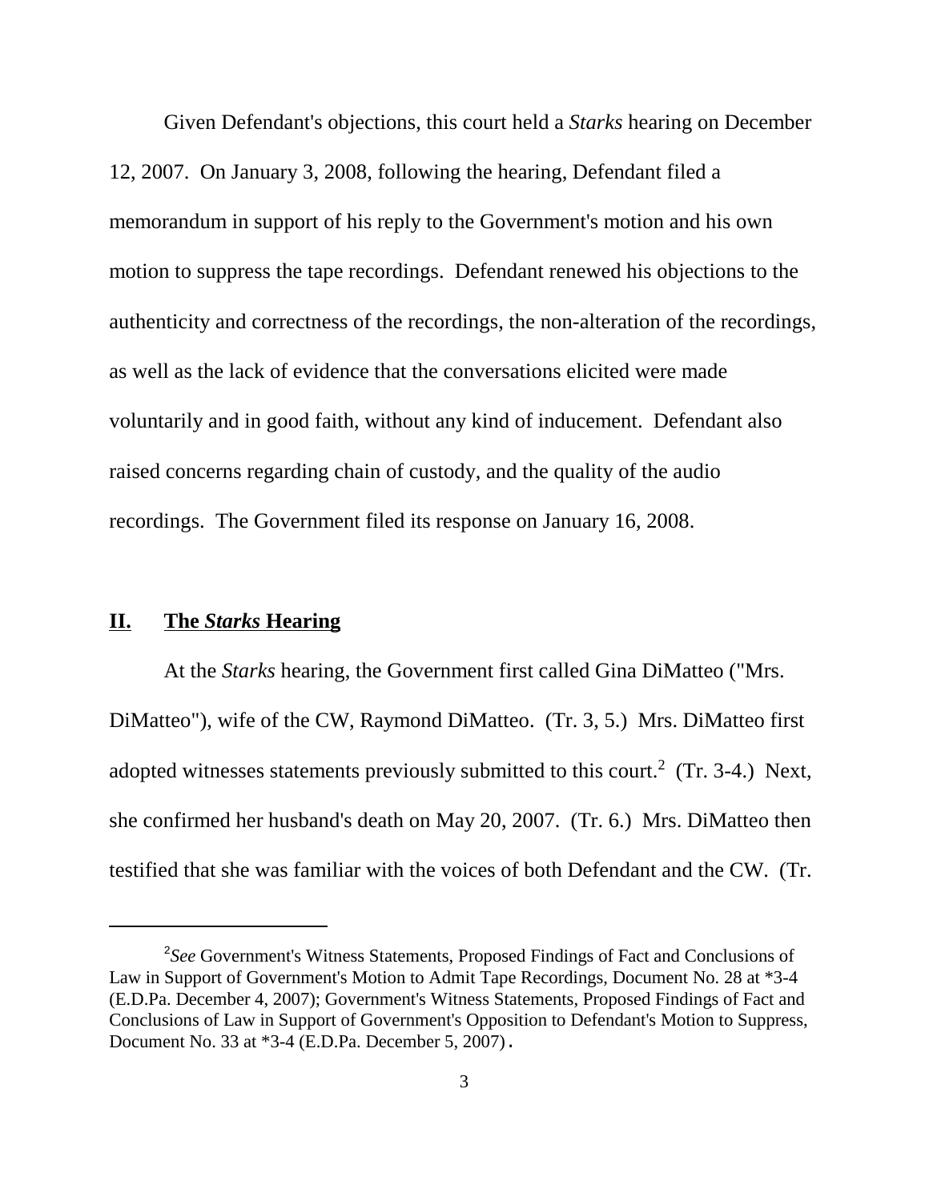Given Defendant's objections, this court held a *Starks* hearing on December 12, 2007. On January 3, 2008, following the hearing, Defendant filed a memorandum in support of his reply to the Government's motion and his own motion to suppress the tape recordings. Defendant renewed his objections to the authenticity and correctness of the recordings, the non-alteration of the recordings, as well as the lack of evidence that the conversations elicited were made voluntarily and in good faith, without any kind of inducement. Defendant also raised concerns regarding chain of custody, and the quality of the audio recordings. The Government filed its response on January 16, 2008.

## **II. The *Starks* Hearing**

At the *Starks* hearing, the Government first called Gina DiMatteo ("Mrs. DiMatteo"), wife of the CW, Raymond DiMatteo. (Tr. 3, 5.) Mrs. DiMatteo first adopted witnesses statements previously submitted to this court.[2] (Tr. 3-4.) Next, she confirmed her husband's death on May 20, 2007. (Tr. 6.) Mrs. DiMatteo then testified that she was familiar with the voices of both Defendant and the CW. (Tr.

---

[2] *See* Government's Witness Statements, Proposed Findings of Fact and Conclusions of Law in Support of Government's Motion to Admit Tape Recordings, Document No. 28 at *3-4 (E.D.Pa. December 4, 2007); Government's Witness Statements, Proposed Findings of Fact and Conclusions of Law in Support of Government's Opposition to Defendant's Motion to Suppress, Document No. 33 at *3-4 (E.D.Pa. December 5, 2007).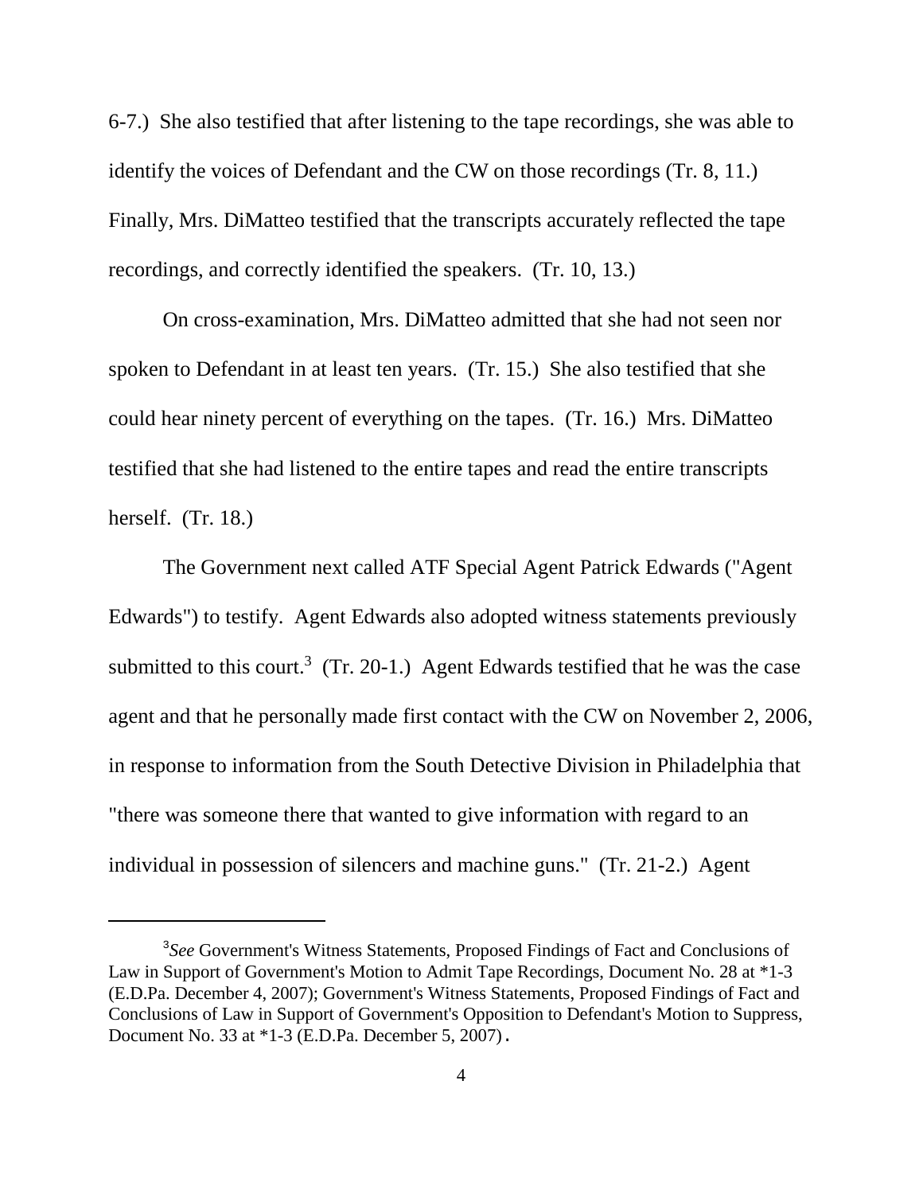6-7.) She also testified that after listening to the tape recordings, she was able to identify the voices of Defendant and the CW on those recordings (Tr. 8, 11.) Finally, Mrs. DiMatteo testified that the transcripts accurately reflected the tape recordings, and correctly identified the speakers. (Tr. 10, 13.)

On cross-examination, Mrs. DiMatteo admitted that she had not seen nor spoken to Defendant in at least ten years. (Tr. 15.) She also testified that she could hear ninety percent of everything on the tapes. (Tr. 16.) Mrs. DiMatteo testified that she had listened to the entire tapes and read the entire transcripts herself. (Tr. 18.)

The Government next called ATF Special Agent Patrick Edwards ("Agent Edwards") to testify. Agent Edwards also adopted witness statements previously submitted to this court.[3] (Tr. 20-1.) Agent Edwards testified that he was the case agent and that he personally made first contact with the CW on November 2, 2006, in response to information from the South Detective Division in Philadelphia that "there was someone there that wanted to give information with regard to an individual in possession of silencers and machine guns." (Tr. 21-2.) Agent

---

[3] *See* Government's Witness Statements, Proposed Findings of Fact and Conclusions of Law in Support of Government's Motion to Admit Tape Recordings, Document No. 28 at *1-3 (E.D.Pa. December 4, 2007); Government's Witness Statements, Proposed Findings of Fact and Conclusions of Law in Support of Government's Opposition to Defendant's Motion to Suppress, Document No. 33 at *1-3 (E.D.Pa. December 5, 2007).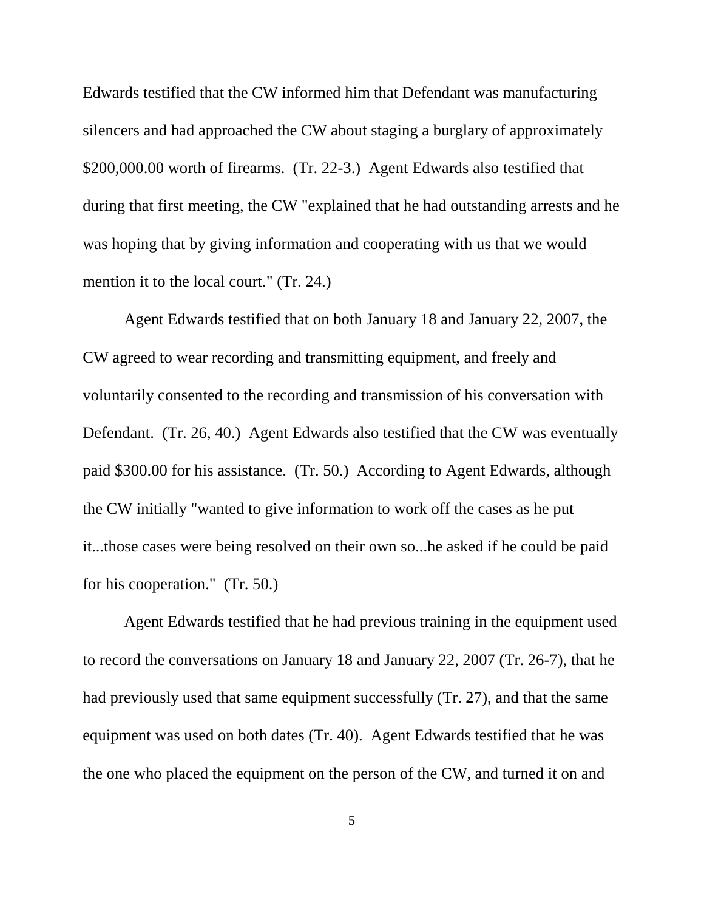Edwards testified that the CW informed him that Defendant was manufacturing silencers and had approached the CW about staging a burglary of approximately $200,000.00 worth of firearms. (Tr. 22-3.) Agent Edwards also testified that during that first meeting, the CW "explained that he had outstanding arrests and he was hoping that by giving information and cooperating with us that we would mention it to the local court." (Tr. 24.)

Agent Edwards testified that on both January 18 and January 22, 2007, the CW agreed to wear recording and transmitting equipment, and freely and voluntarily consented to the recording and transmission of his conversation with Defendant. (Tr. 26, 40.) Agent Edwards also testified that the CW was eventually paid $300.00 for his assistance. (Tr. 50.) According to Agent Edwards, although the CW initially "wanted to give information to work off the cases as he put it...those cases were being resolved on their own so...he asked if he could be paid for his cooperation." (Tr. 50.)

Agent Edwards testified that he had previous training in the equipment used to record the conversations on January 18 and January 22, 2007 (Tr. 26-7), that he had previously used that same equipment successfully (Tr. 27), and that the same equipment was used on both dates (Tr. 40). Agent Edwards testified that he was the one who placed the equipment on the person of the CW, and turned it on and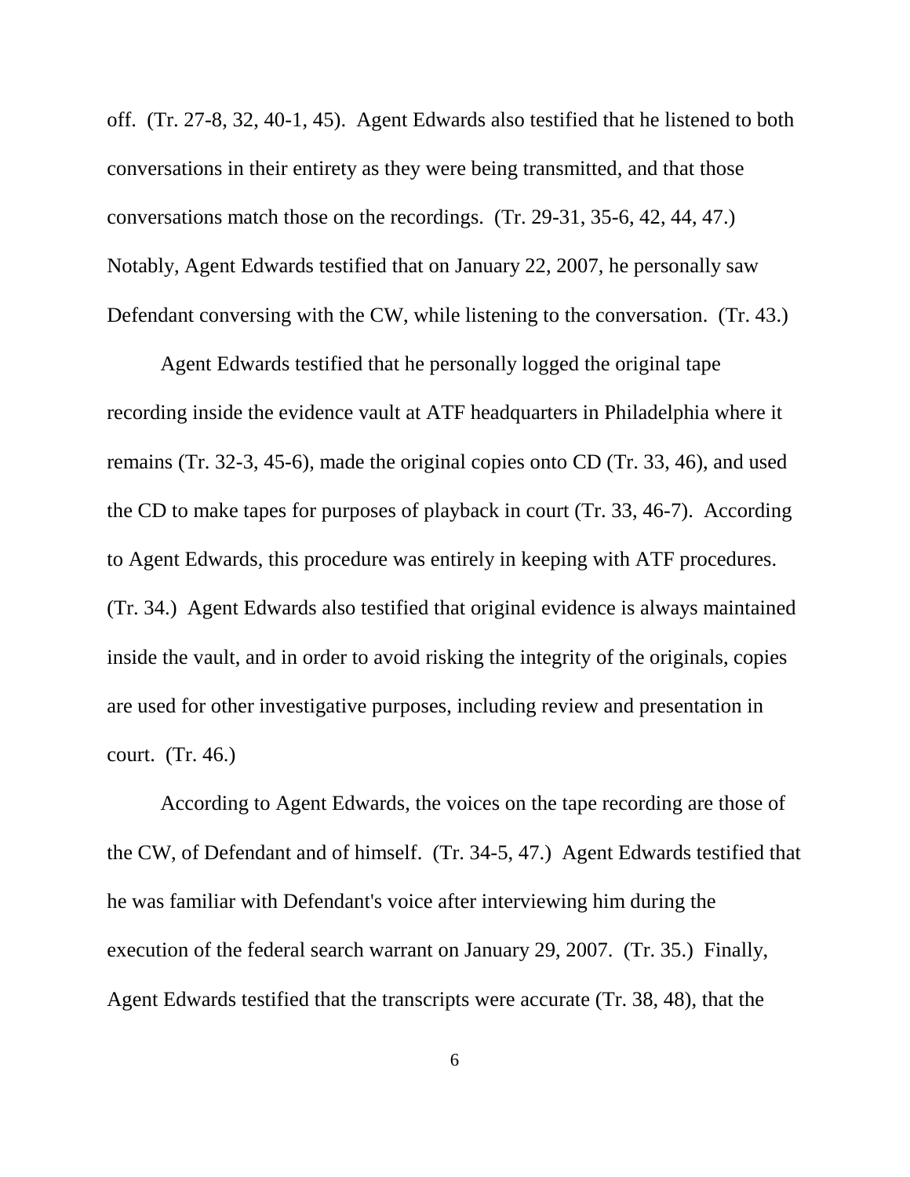off. (Tr. 27-8, 32, 40-1, 45). Agent Edwards also testified that he listened to both conversations in their entirety as they were being transmitted, and that those conversations match those on the recordings. (Tr. 29-31, 35-6, 42, 44, 47.) Notably, Agent Edwards testified that on January 22, 2007, he personally saw Defendant conversing with the CW, while listening to the conversation. (Tr. 43.)

Agent Edwards testified that he personally logged the original tape recording inside the evidence vault at ATF headquarters in Philadelphia where it remains (Tr. 32-3, 45-6), made the original copies onto CD (Tr. 33, 46), and used the CD to make tapes for purposes of playback in court (Tr. 33, 46-7). According to Agent Edwards, this procedure was entirely in keeping with ATF procedures. (Tr. 34.) Agent Edwards also testified that original evidence is always maintained inside the vault, and in order to avoid risking the integrity of the originals, copies are used for other investigative purposes, including review and presentation in court. (Tr. 46.)

According to Agent Edwards, the voices on the tape recording are those of the CW, of Defendant and of himself. (Tr. 34-5, 47.) Agent Edwards testified that he was familiar with Defendant's voice after interviewing him during the execution of the federal search warrant on January 29, 2007. (Tr. 35.) Finally, Agent Edwards testified that the transcripts were accurate (Tr. 38, 48), that the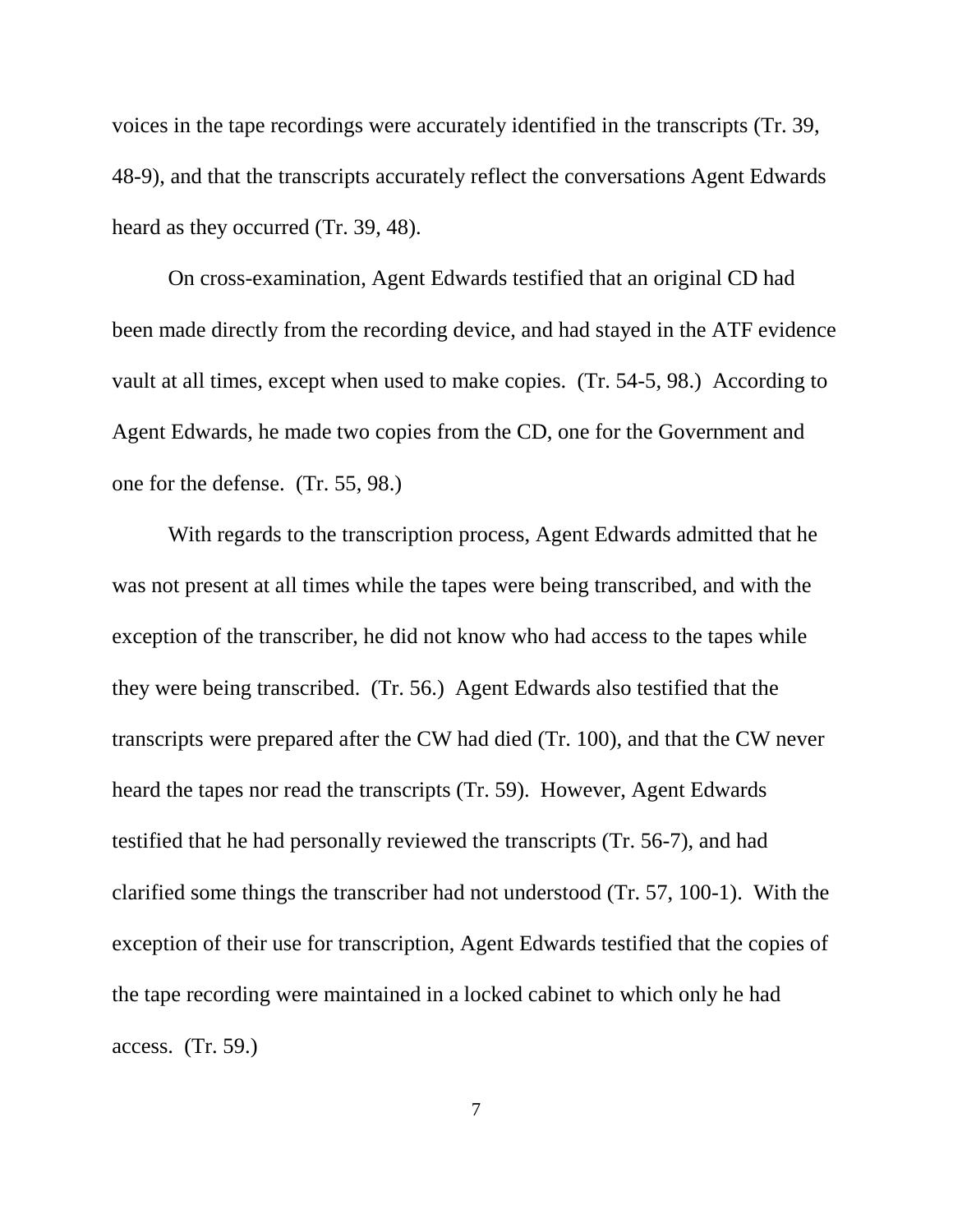voices in the tape recordings were accurately identified in the transcripts (Tr. 39, 48-9), and that the transcripts accurately reflect the conversations Agent Edwards heard as they occurred (Tr. 39, 48).

On cross-examination, Agent Edwards testified that an original CD had been made directly from the recording device, and had stayed in the ATF evidence vault at all times, except when used to make copies. (Tr. 54-5, 98.) According to Agent Edwards, he made two copies from the CD, one for the Government and one for the defense. (Tr. 55, 98.)

With regards to the transcription process, Agent Edwards admitted that he was not present at all times while the tapes were being transcribed, and with the exception of the transcriber, he did not know who had access to the tapes while they were being transcribed. (Tr. 56.) Agent Edwards also testified that the transcripts were prepared after the CW had died (Tr. 100), and that the CW never heard the tapes nor read the transcripts (Tr. 59). However, Agent Edwards testified that he had personally reviewed the transcripts (Tr. 56-7), and had clarified some things the transcriber had not understood (Tr. 57, 100-1). With the exception of their use for transcription, Agent Edwards testified that the copies of the tape recording were maintained in a locked cabinet to which only he had access. (Tr. 59.)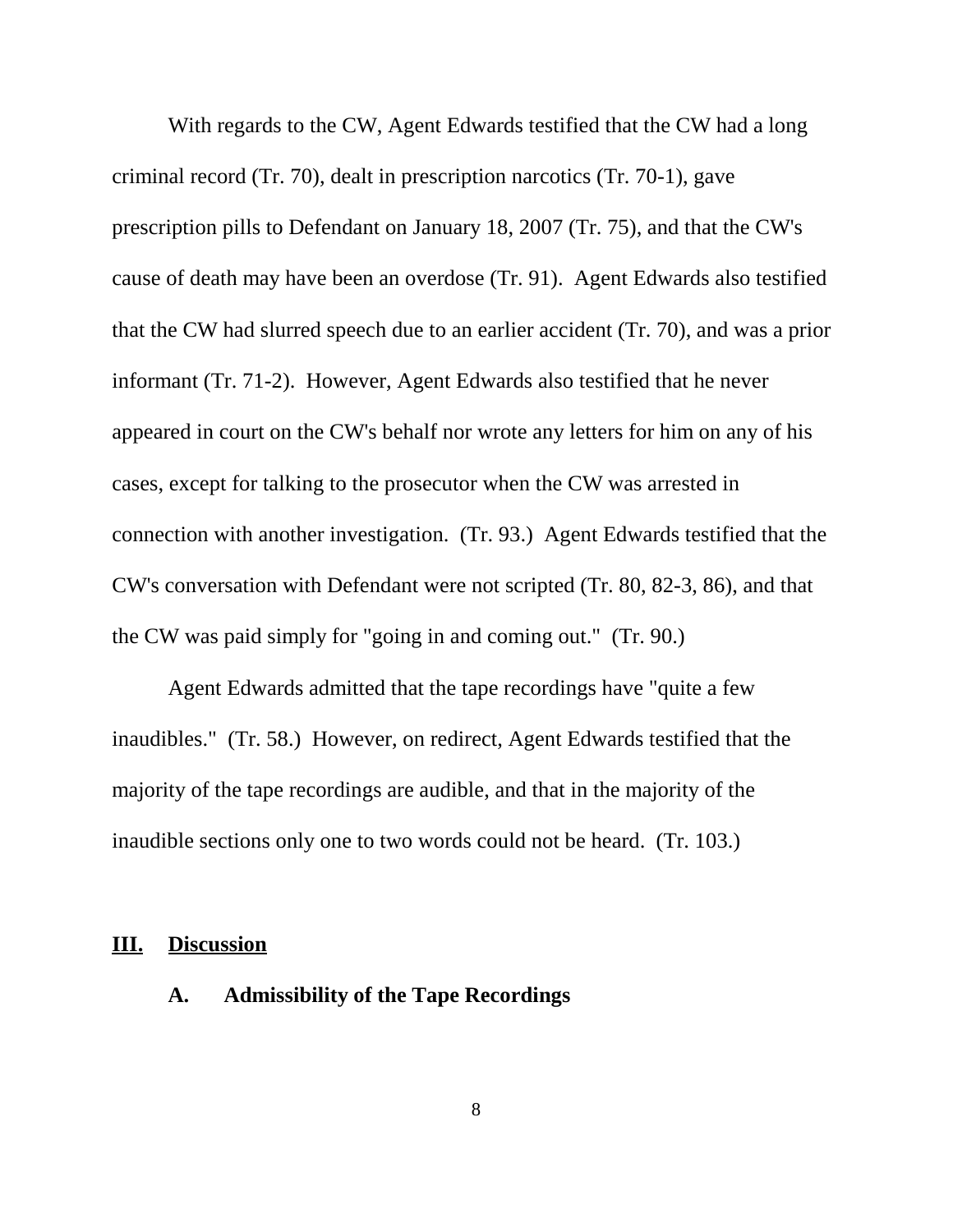With regards to the CW, Agent Edwards testified that the CW had a long criminal record (Tr. 70), dealt in prescription narcotics (Tr. 70-1), gave prescription pills to Defendant on January 18, 2007 (Tr. 75), and that the CW's cause of death may have been an overdose (Tr. 91). Agent Edwards also testified that the CW had slurred speech due to an earlier accident (Tr. 70), and was a prior informant (Tr. 71-2). However, Agent Edwards also testified that he never appeared in court on the CW's behalf nor wrote any letters for him on any of his cases, except for talking to the prosecutor when the CW was arrested in connection with another investigation. (Tr. 93.) Agent Edwards testified that the CW's conversation with Defendant were not scripted (Tr. 80, 82-3, 86), and that the CW was paid simply for "going in and coming out." (Tr. 90.)

Agent Edwards admitted that the tape recordings have "quite a few inaudibles." (Tr. 58.) However, on redirect, Agent Edwards testified that the majority of the tape recordings are audible, and that in the majority of the inaudible sections only one to two words could not be heard. (Tr. 103.)

## III. Discussion

### A. Admissibility of the Tape Recordings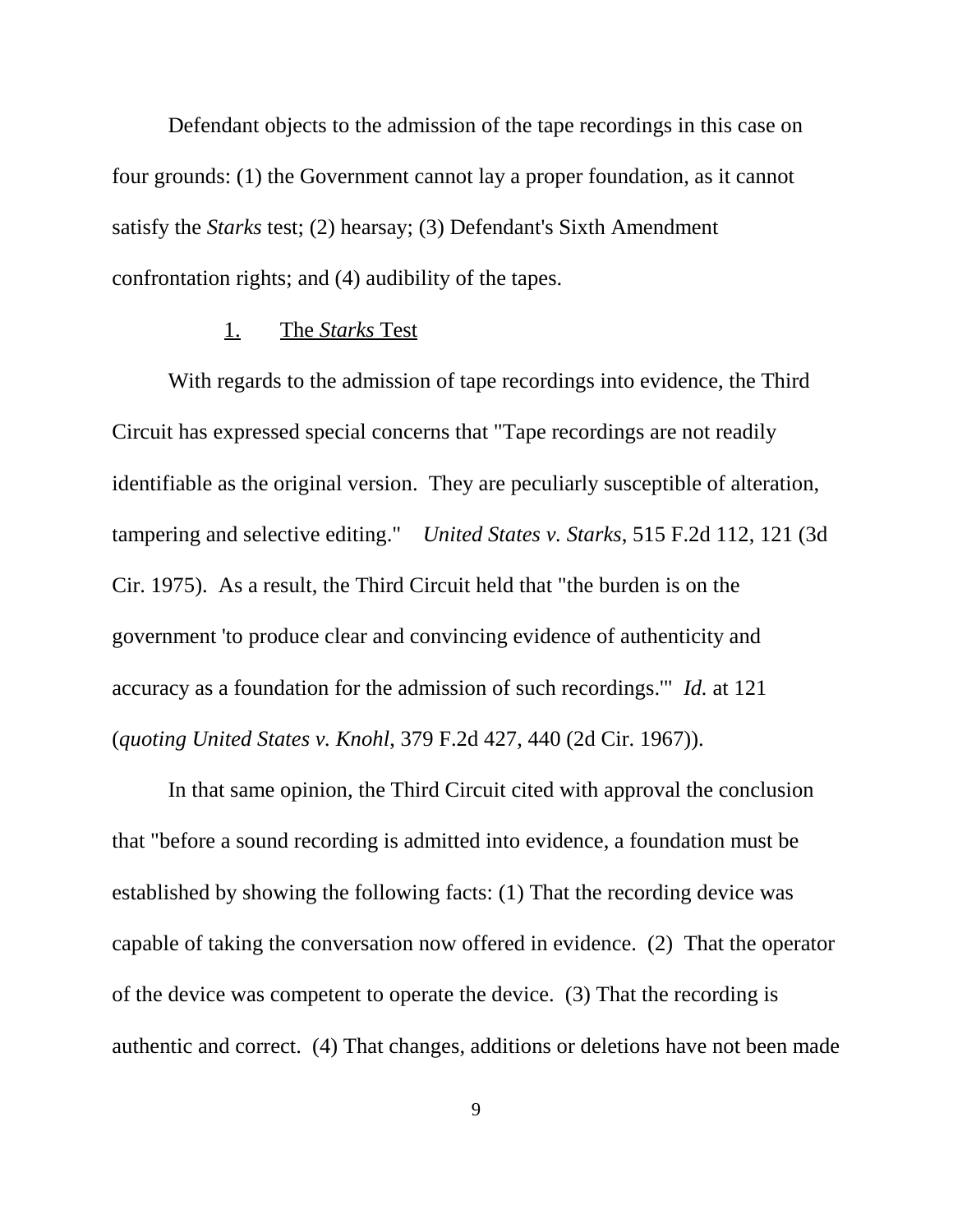Defendant objects to the admission of the tape recordings in this case on four grounds: (1) the Government cannot lay a proper foundation, as it cannot satisfy the *Starks* test; (2) hearsay; (3) Defendant's Sixth Amendment confrontation rights; and (4) audibility of the tapes.

### 1. The *Starks* Test

With regards to the admission of tape recordings into evidence, the Third Circuit has expressed special concerns that "Tape recordings are not readily identifiable as the original version. They are peculiarly susceptible of alteration, tampering and selective editing." *United States v. Starks*, 515 F.2d 112, 121 (3d Cir. 1975). As a result, the Third Circuit held that "the burden is on the government 'to produce clear and convincing evidence of authenticity and accuracy as a foundation for the admission of such recordings.'" *Id.* at 121 (*quoting United States v. Knohl*, 379 F.2d 427, 440 (2d Cir. 1967)).

In that same opinion, the Third Circuit cited with approval the conclusion that "before a sound recording is admitted into evidence, a foundation must be established by showing the following facts: (1) That the recording device was capable of taking the conversation now offered in evidence. (2) That the operator of the device was competent to operate the device. (3) That the recording is authentic and correct. (4) That changes, additions or deletions have not been made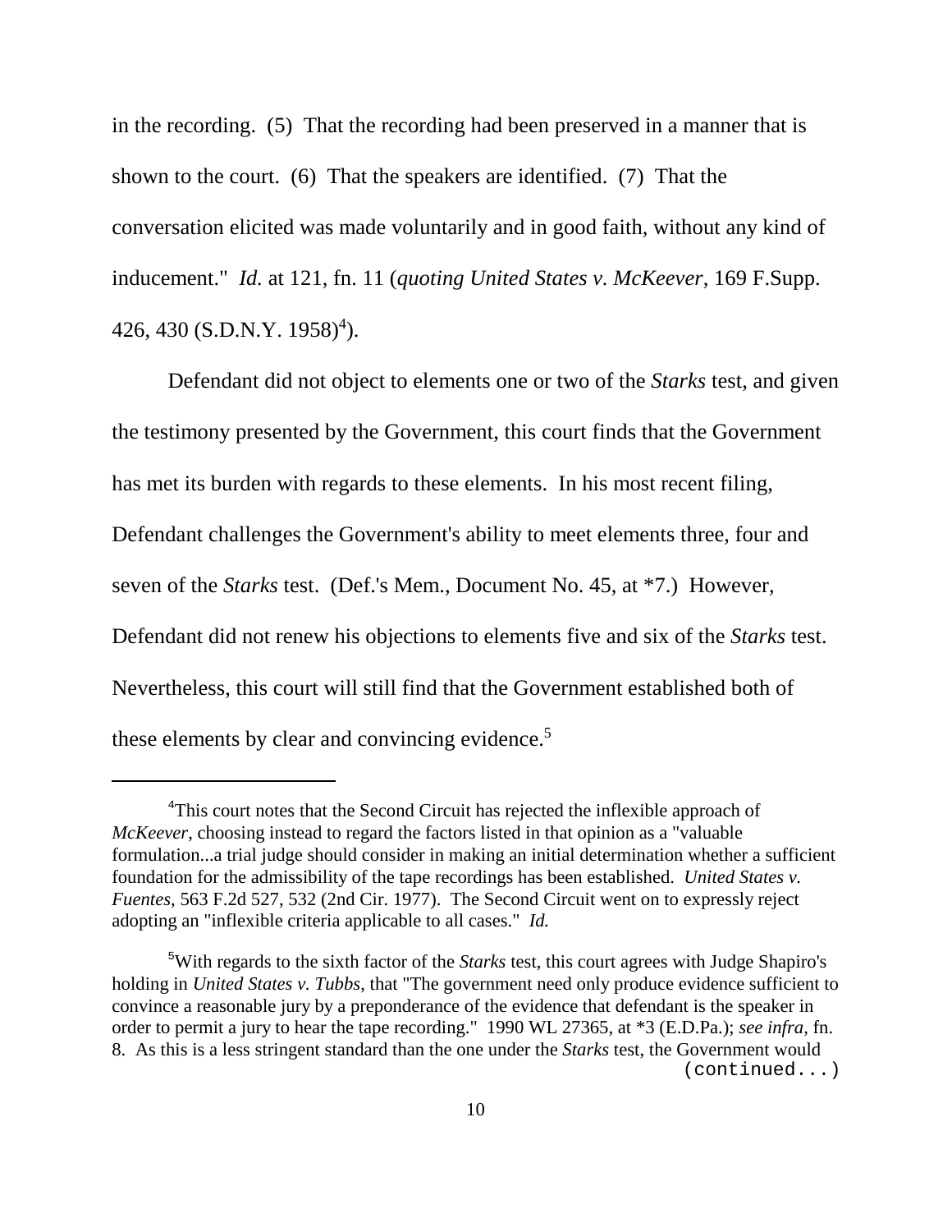in the recording. (5) That the recording had been preserved in a manner that is shown to the court. (6) That the speakers are identified. (7) That the conversation elicited was made voluntarily and in good faith, without any kind of inducement." *Id.* at 121, fn. 11 (*quoting United States v. McKeever*, 169 F.Supp. 426, 430 (S.D.N.Y. 1958)[4]).

Defendant did not object to elements one or two of the *Starks* test, and given the testimony presented by the Government, this court finds that the Government has met its burden with regards to these elements. In his most recent filing, Defendant challenges the Government's ability to meet elements three, four and seven of the *Starks* test. (Def.'s Mem., Document No. 45, at *7.) However, Defendant did not renew his objections to elements five and six of the *Starks* test. Nevertheless, this court will still find that the Government established both of these elements by clear and convincing evidence.[5]

---

[4]This court notes that the Second Circuit has rejected the inflexible approach of *McKeever*, choosing instead to regard the factors listed in that opinion as a "valuable formulation...a trial judge should consider in making an initial determination whether a sufficient foundation for the admissibility of the tape recordings has been established. *United States v. Fuentes*, 563 F.2d 527, 532 (2nd Cir. 1977). The Second Circuit went on to expressly reject adopting an "inflexible criteria applicable to all cases." *Id.*

[5]With regards to the sixth factor of the *Starks* test, this court agrees with Judge Shapiro's holding in *United States v. Tubbs*, that "The government need only produce evidence sufficient to convince a reasonable jury by a preponderance of the evidence that defendant is the speaker in order to permit a jury to hear the tape recording." 1990 WL 27365, at *3 (E.D.Pa.); *see infra*, fn. 8. As this is a less stringent standard than the one under the *Starks* test, the Government would (continued...)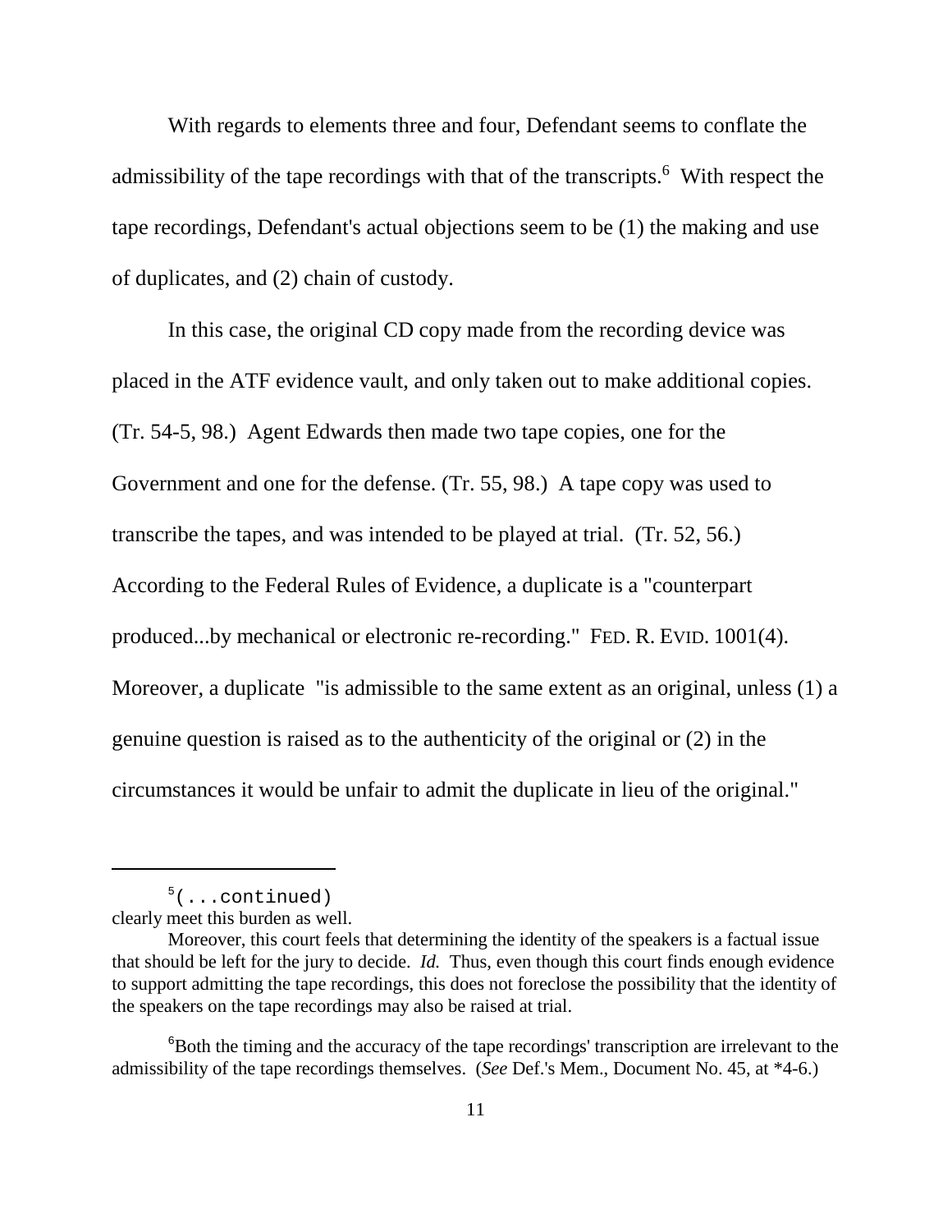With regards to elements three and four, Defendant seems to conflate the admissibility of the tape recordings with that of the transcripts.[6] With respect the tape recordings, Defendant's actual objections seem to be (1) the making and use of duplicates, and (2) chain of custody.

In this case, the original CD copy made from the recording device was placed in the ATF evidence vault, and only taken out to make additional copies. (Tr. 54-5, 98.) Agent Edwards then made two tape copies, one for the Government and one for the defense. (Tr. 55, 98.) A tape copy was used to transcribe the tapes, and was intended to be played at trial. (Tr. 52, 56.) According to the Federal Rules of Evidence, a duplicate is a "counterpart produced...by mechanical or electronic re-recording." FED. R. EVID. 1001(4). Moreover, a duplicate "is admissible to the same extent as an original, unless (1) a genuine question is raised as to the authenticity of the original or (2) in the circumstances it would be unfair to admit the duplicate in lieu of the original."

---

[5](...continued)
clearly meet this burden as well.

Moreover, this court feels that determining the identity of the speakers is a factual issue that should be left for the jury to decide. *Id.* Thus, even though this court finds enough evidence to support admitting the tape recordings, this does not foreclose the possibility that the identity of the speakers on the tape recordings may also be raised at trial.

[6]Both the timing and the accuracy of the tape recordings' transcription are irrelevant to the admissibility of the tape recordings themselves. (*See* Def.'s Mem., Document No. 45, at *4-6.)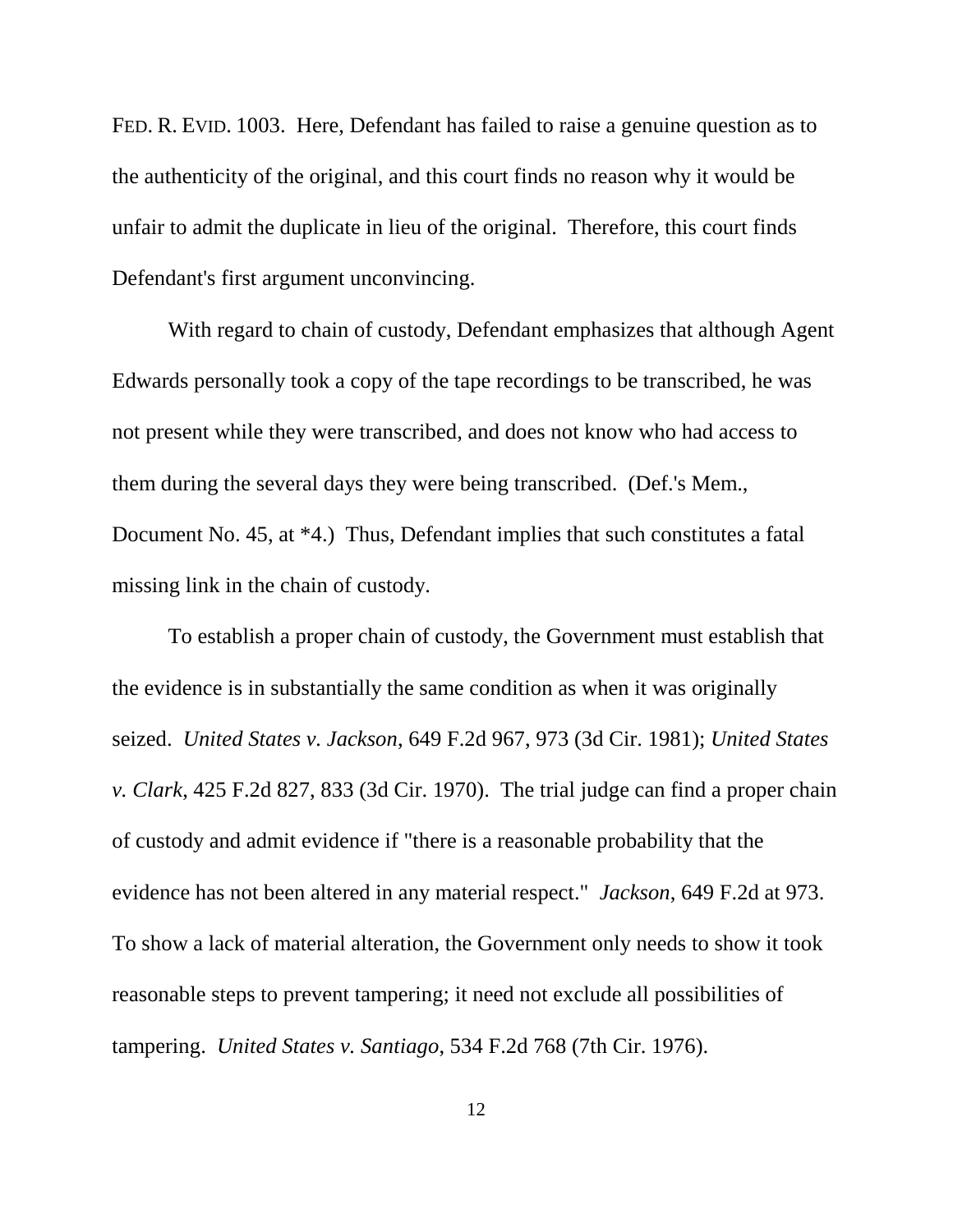FED. R. EVID. 1003. Here, Defendant has failed to raise a genuine question as to the authenticity of the original, and this court finds no reason why it would be unfair to admit the duplicate in lieu of the original. Therefore, this court finds Defendant's first argument unconvincing.

With regard to chain of custody, Defendant emphasizes that although Agent Edwards personally took a copy of the tape recordings to be transcribed, he was not present while they were transcribed, and does not know who had access to them during the several days they were being transcribed. (Def.'s Mem., Document No. 45, at *4.) Thus, Defendant implies that such constitutes a fatal missing link in the chain of custody.

To establish a proper chain of custody, the Government must establish that the evidence is in substantially the same condition as when it was originally seized. *United States v. Jackson*, 649 F.2d 967, 973 (3d Cir. 1981); *United States v. Clark*, 425 F.2d 827, 833 (3d Cir. 1970). The trial judge can find a proper chain of custody and admit evidence if "there is a reasonable probability that the evidence has not been altered in any material respect." *Jackson*, 649 F.2d at 973. To show a lack of material alteration, the Government only needs to show it took reasonable steps to prevent tampering; it need not exclude all possibilities of tampering. *United States v. Santiago*, 534 F.2d 768 (7th Cir. 1976).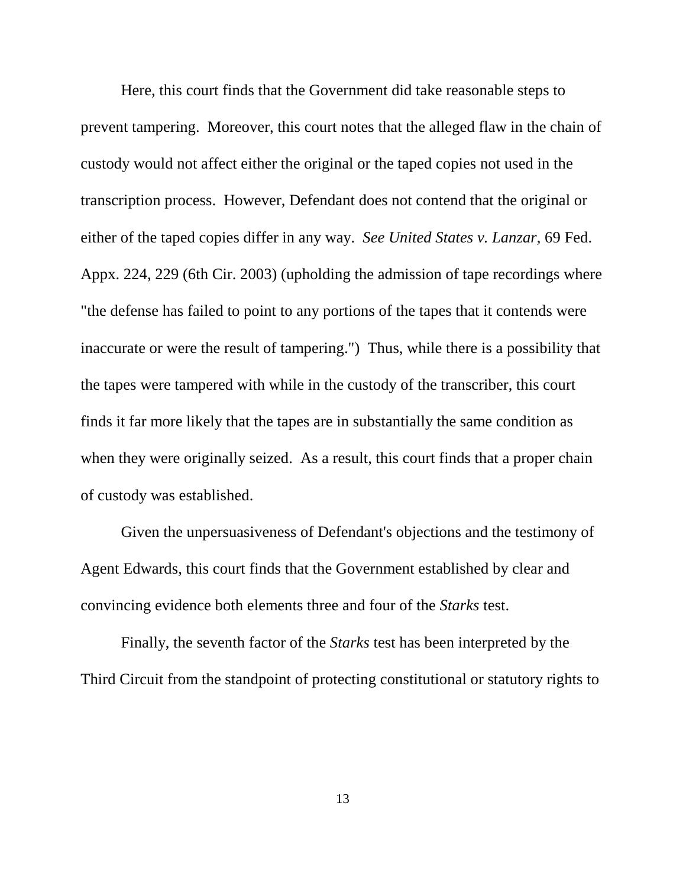Here, this court finds that the Government did take reasonable steps to prevent tampering. Moreover, this court notes that the alleged flaw in the chain of custody would not affect either the original or the taped copies not used in the transcription process. However, Defendant does not contend that the original or either of the taped copies differ in any way. *See United States v. Lanzar*, 69 Fed. Appx. 224, 229 (6th Cir. 2003) (upholding the admission of tape recordings where "the defense has failed to point to any portions of the tapes that it contends were inaccurate or were the result of tampering.") Thus, while there is a possibility that the tapes were tampered with while in the custody of the transcriber, this court finds it far more likely that the tapes are in substantially the same condition as when they were originally seized. As a result, this court finds that a proper chain of custody was established.

Given the unpersuasiveness of Defendant's objections and the testimony of Agent Edwards, this court finds that the Government established by clear and convincing evidence both elements three and four of the *Starks* test.

Finally, the seventh factor of the *Starks* test has been interpreted by the Third Circuit from the standpoint of protecting constitutional or statutory rights to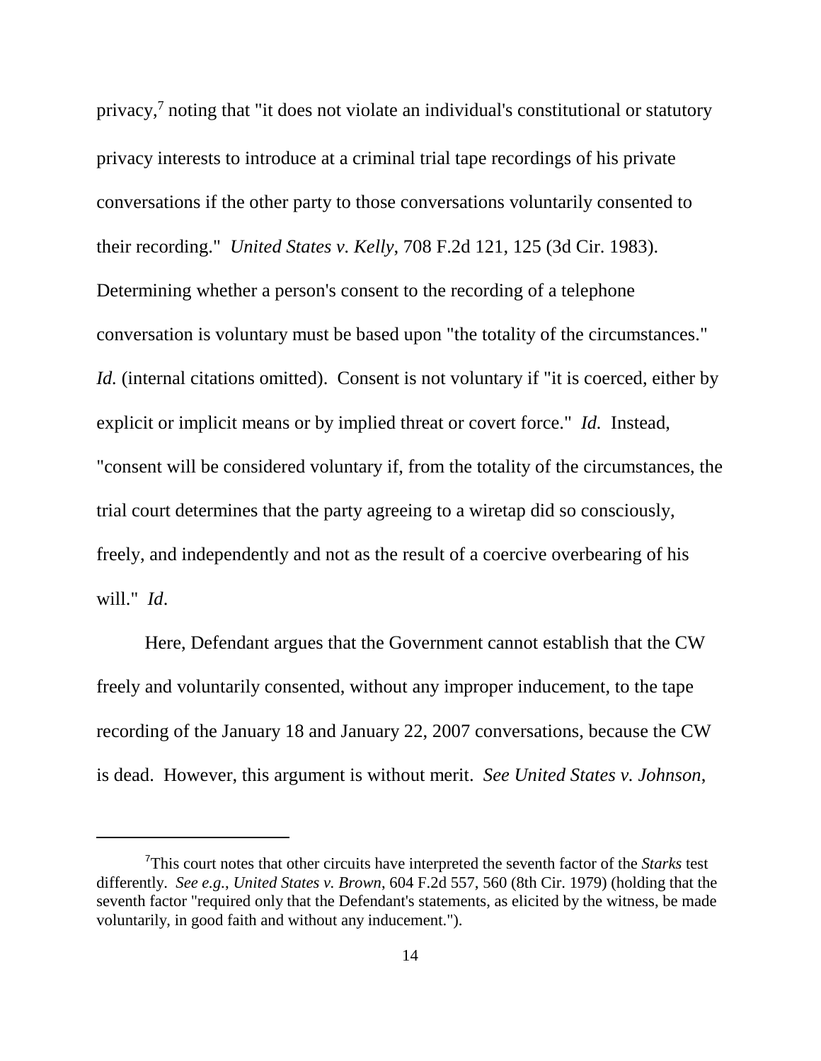privacy,[7] noting that "it does not violate an individual's constitutional or statutory privacy interests to introduce at a criminal trial tape recordings of his private conversations if the other party to those conversations voluntarily consented to their recording." *United States v. Kelly*, 708 F.2d 121, 125 (3d Cir. 1983). Determining whether a person's consent to the recording of a telephone conversation is voluntary must be based upon "the totality of the circumstances." *Id.* (internal citations omitted). Consent is not voluntary if "it is coerced, either by explicit or implicit means or by implied threat or covert force." *Id.* Instead, "consent will be considered voluntary if, from the totality of the circumstances, the trial court determines that the party agreeing to a wiretap did so consciously, freely, and independently and not as the result of a coercive overbearing of his will." *Id*.

Here, Defendant argues that the Government cannot establish that the CW freely and voluntarily consented, without any improper inducement, to the tape recording of the January 18 and January 22, 2007 conversations, because the CW is dead. However, this argument is without merit. *See United States v. Johnson*,

---

[7] This court notes that other circuits have interpreted the seventh factor of the *Starks* test differently. *See e.g.*, *United States v. Brown*, 604 F.2d 557, 560 (8th Cir. 1979) (holding that the seventh factor "required only that the Defendant's statements, as elicited by the witness, be made voluntarily, in good faith and without any inducement.").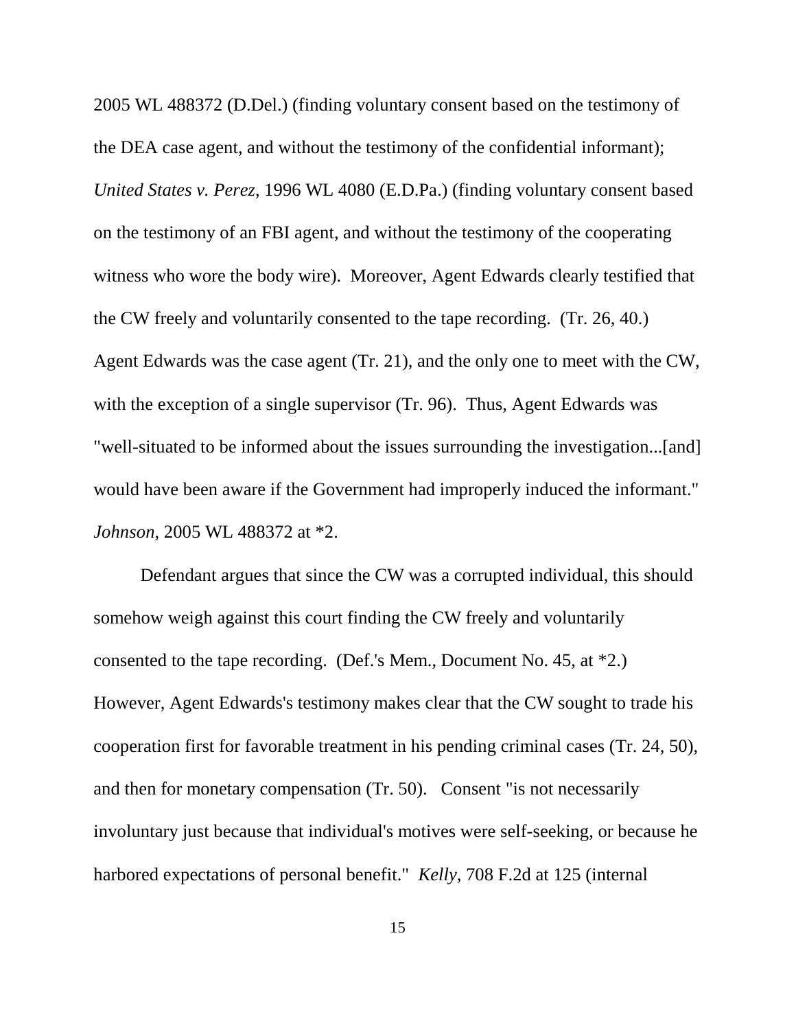2005 WL 488372 (D.Del.) (finding voluntary consent based on the testimony of the DEA case agent, and without the testimony of the confidential informant); *United States v. Perez*, 1996 WL 4080 (E.D.Pa.) (finding voluntary consent based on the testimony of an FBI agent, and without the testimony of the cooperating witness who wore the body wire). Moreover, Agent Edwards clearly testified that the CW freely and voluntarily consented to the tape recording. (Tr. 26, 40.) Agent Edwards was the case agent (Tr. 21), and the only one to meet with the CW, with the exception of a single supervisor (Tr. 96). Thus, Agent Edwards was "well-situated to be informed about the issues surrounding the investigation...[and] would have been aware if the Government had improperly induced the informant." *Johnson*, 2005 WL 488372 at *2.

Defendant argues that since the CW was a corrupted individual, this should somehow weigh against this court finding the CW freely and voluntarily consented to the tape recording. (Def.'s Mem., Document No. 45, at *2.) However, Agent Edwards's testimony makes clear that the CW sought to trade his cooperation first for favorable treatment in his pending criminal cases (Tr. 24, 50), and then for monetary compensation (Tr. 50). Consent "is not necessarily involuntary just because that individual's motives were self-seeking, or because he harbored expectations of personal benefit." *Kelly*, 708 F.2d at 125 (internal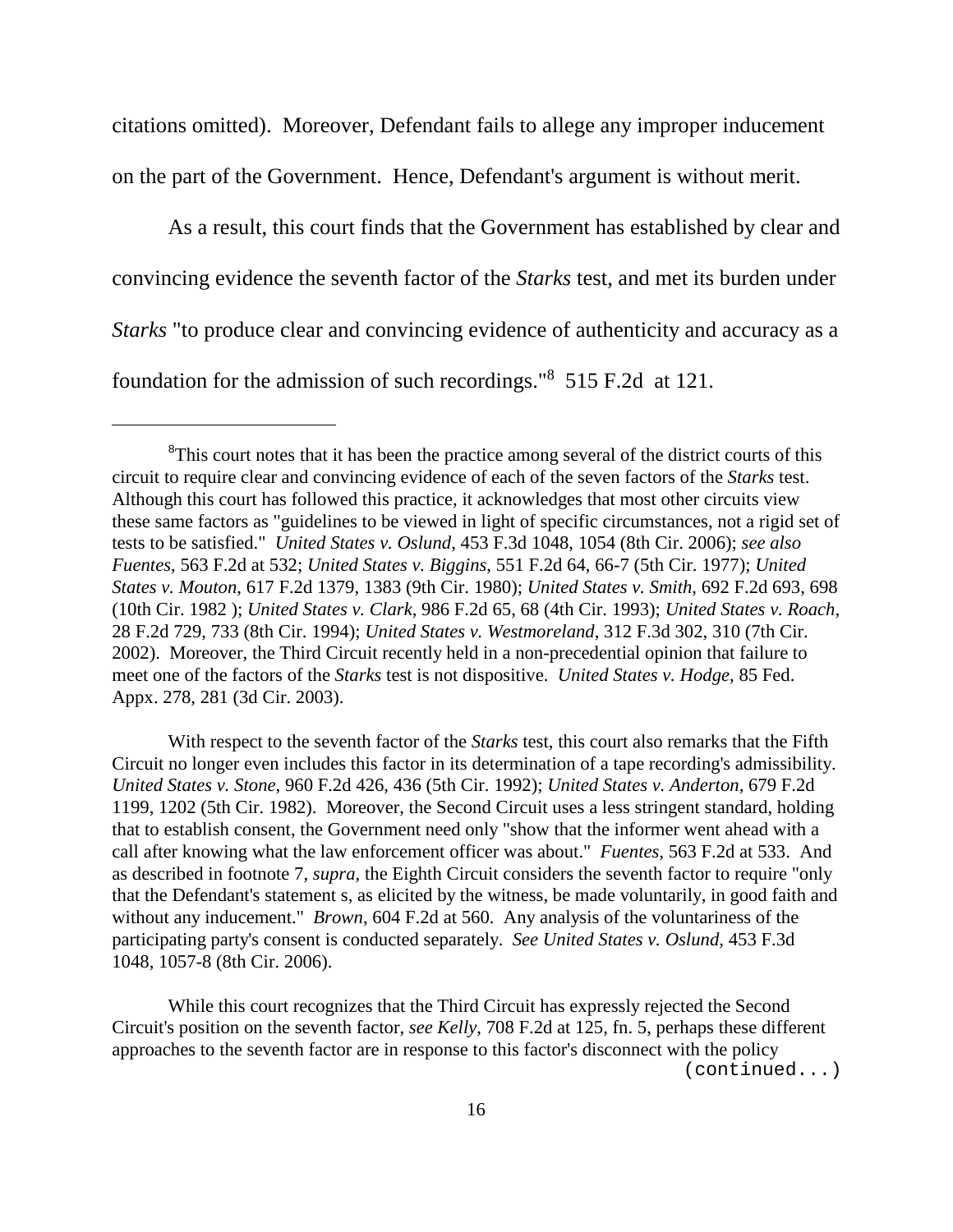citations omitted). Moreover, Defendant fails to allege any improper inducement on the part of the Government. Hence, Defendant's argument is without merit.

As a result, this court finds that the Government has established by clear and convincing evidence the seventh factor of the *Starks* test, and met its burden under *Starks* "to produce clear and convincing evidence of authenticity and accuracy as a foundation for the admission of such recordings."[8] 515 F.2d at 121.

---

[8]This court notes that it has been the practice among several of the district courts of this circuit to require clear and convincing evidence of each of the seven factors of the *Starks* test. Although this court has followed this practice, it acknowledges that most other circuits view these same factors as "guidelines to be viewed in light of specific circumstances, not a rigid set of tests to be satisfied." *United States v. Oslund*, 453 F.3d 1048, 1054 (8th Cir. 2006); *see also Fuentes*, 563 F.2d at 532; *United States v. Biggins*, 551 F.2d 64, 66-7 (5th Cir. 1977); *United States v. Mouton*, 617 F.2d 1379, 1383 (9th Cir. 1980); *United States v. Smith*, 692 F.2d 693, 698 (10th Cir. 1982 ); *United States v. Clark*, 986 F.2d 65, 68 (4th Cir. 1993); *United States v. Roach*, 28 F.2d 729, 733 (8th Cir. 1994); *United States v. Westmoreland*, 312 F.3d 302, 310 (7th Cir. 2002). Moreover, the Third Circuit recently held in a non-precedential opinion that failure to meet one of the factors of the *Starks* test is not dispositive. *United States v. Hodge*, 85 Fed. Appx. 278, 281 (3d Cir. 2003).

With respect to the seventh factor of the *Starks* test, this court also remarks that the Fifth Circuit no longer even includes this factor in its determination of a tape recording's admissibility. *United States v. Stone*, 960 F.2d 426, 436 (5th Cir. 1992); *United States v. Anderton*, 679 F.2d 1199, 1202 (5th Cir. 1982). Moreover, the Second Circuit uses a less stringent standard, holding that to establish consent, the Government need only "show that the informer went ahead with a call after knowing what the law enforcement officer was about." *Fuentes*, 563 F.2d at 533. And as described in footnote 7, *supra*, the Eighth Circuit considers the seventh factor to require "only that the Defendant's statement s, as elicited by the witness, be made voluntarily, in good faith and without any inducement." *Brown*, 604 F.2d at 560. Any analysis of the voluntariness of the participating party's consent is conducted separately. *See United States v. Oslund*, 453 F.3d 1048, 1057-8 (8th Cir. 2006).

While this court recognizes that the Third Circuit has expressly rejected the Second Circuit's position on the seventh factor, *see Kelly*, 708 F.2d at 125, fn. 5, perhaps these different approaches to the seventh factor are in response to this factor's disconnect with the policy

(continued...)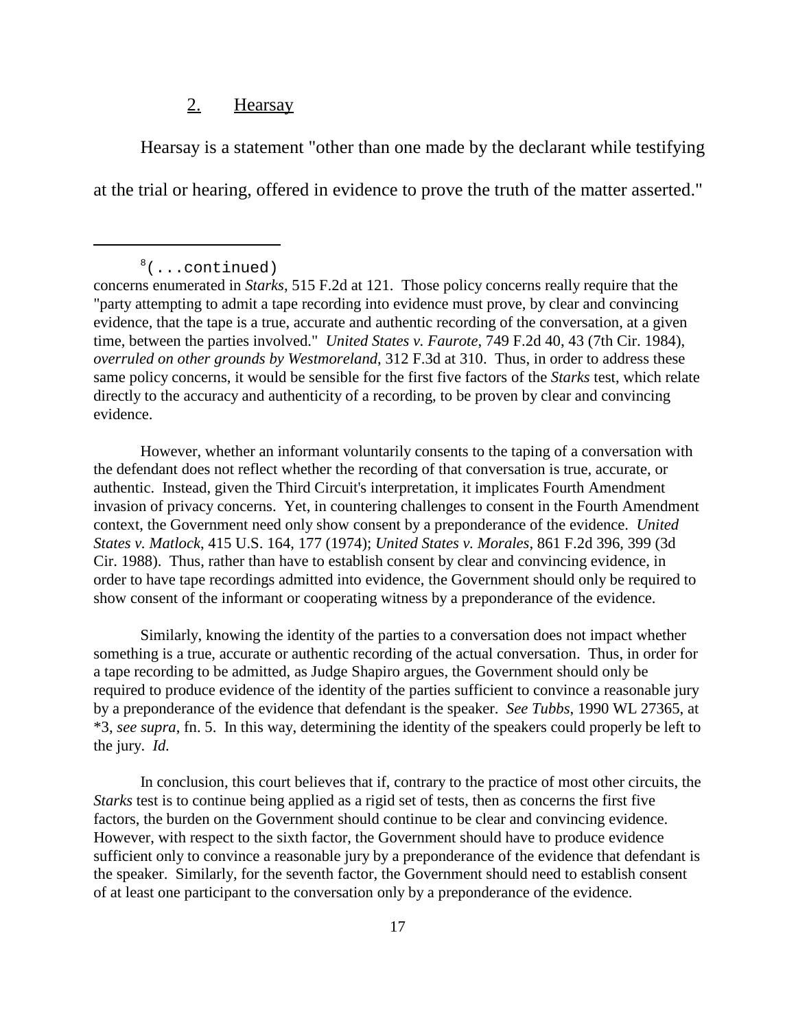## 2. Hearsay

Hearsay is a statement "other than one made by the declarant while testifying at the trial or hearing, offered in evidence to prove the truth of the matter asserted."

---

[8](...continued)

concerns enumerated in *Starks*, 515 F.2d at 121. Those policy concerns really require that the "party attempting to admit a tape recording into evidence must prove, by clear and convincing evidence, that the tape is a true, accurate and authentic recording of the conversation, at a given time, between the parties involved." *United States v. Faurote*, 749 F.2d 40, 43 (7th Cir. 1984), *overruled on other grounds by Westmoreland*, 312 F.3d at 310. Thus, in order to address these same policy concerns, it would be sensible for the first five factors of the *Starks* test, which relate directly to the accuracy and authenticity of a recording, to be proven by clear and convincing evidence.

However, whether an informant voluntarily consents to the taping of a conversation with the defendant does not reflect whether the recording of that conversation is true, accurate, or authentic. Instead, given the Third Circuit's interpretation, it implicates Fourth Amendment invasion of privacy concerns. Yet, in countering challenges to consent in the Fourth Amendment context, the Government need only show consent by a preponderance of the evidence. *United States v. Matlock*, 415 U.S. 164, 177 (1974); *United States v. Morales*, 861 F.2d 396, 399 (3d Cir. 1988). Thus, rather than have to establish consent by clear and convincing evidence, in order to have tape recordings admitted into evidence, the Government should only be required to show consent of the informant or cooperating witness by a preponderance of the evidence.

Similarly, knowing the identity of the parties to a conversation does not impact whether something is a true, accurate or authentic recording of the actual conversation. Thus, in order for a tape recording to be admitted, as Judge Shapiro argues, the Government should only be required to produce evidence of the identity of the parties sufficient to convince a reasonable jury by a preponderance of the evidence that defendant is the speaker. *See Tubbs*, 1990 WL 27365, at *3, *see supra*, fn. 5. In this way, determining the identity of the speakers could properly be left to the jury. *Id.*

In conclusion, this court believes that if, contrary to the practice of most other circuits, the *Starks* test is to continue being applied as a rigid set of tests, then as concerns the first five factors, the burden on the Government should continue to be clear and convincing evidence. However, with respect to the sixth factor, the Government should have to produce evidence sufficient only to convince a reasonable jury by a preponderance of the evidence that defendant is the speaker. Similarly, for the seventh factor, the Government should need to establish consent of at least one participant to the conversation only by a preponderance of the evidence.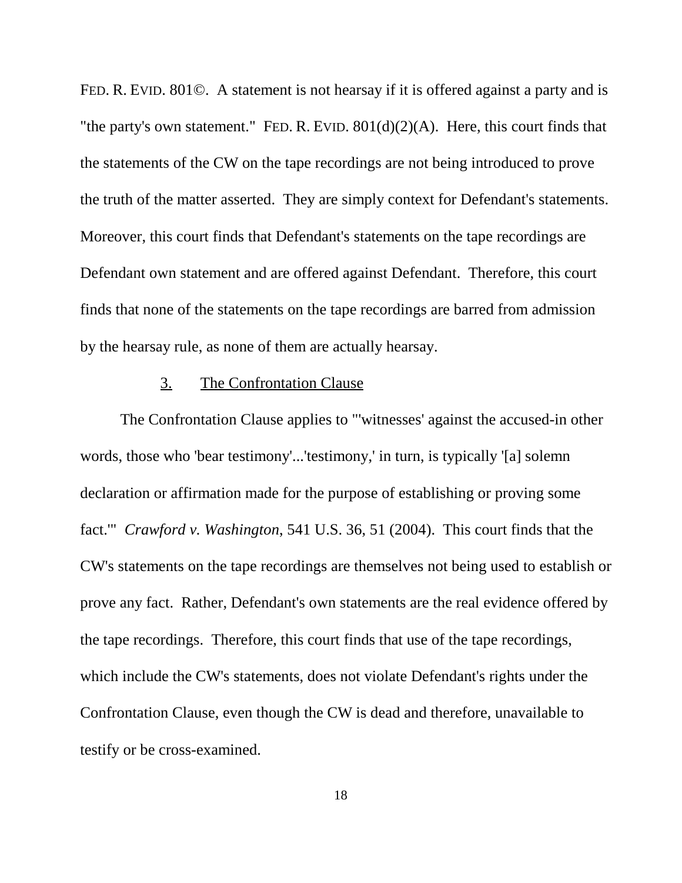FED. R. EVID. 801©. A statement is not hearsay if it is offered against a party and is "the party's own statement." FED. R. EVID. 801(d)(2)(A). Here, this court finds that the statements of the CW on the tape recordings are not being introduced to prove the truth of the matter asserted. They are simply context for Defendant's statements. Moreover, this court finds that Defendant's statements on the tape recordings are Defendant own statement and are offered against Defendant. Therefore, this court finds that none of the statements on the tape recordings are barred from admission by the hearsay rule, as none of them are actually hearsay.

### 3. The Confrontation Clause

The Confrontation Clause applies to "'witnesses' against the accused-in other words, those who 'bear testimony'...'testimony,' in turn, is typically '[a] solemn declaration or affirmation made for the purpose of establishing or proving some fact.'" *Crawford v. Washington*, 541 U.S. 36, 51 (2004). This court finds that the CW's statements on the tape recordings are themselves not being used to establish or prove any fact. Rather, Defendant's own statements are the real evidence offered by the tape recordings. Therefore, this court finds that use of the tape recordings, which include the CW's statements, does not violate Defendant's rights under the Confrontation Clause, even though the CW is dead and therefore, unavailable to testify or be cross-examined.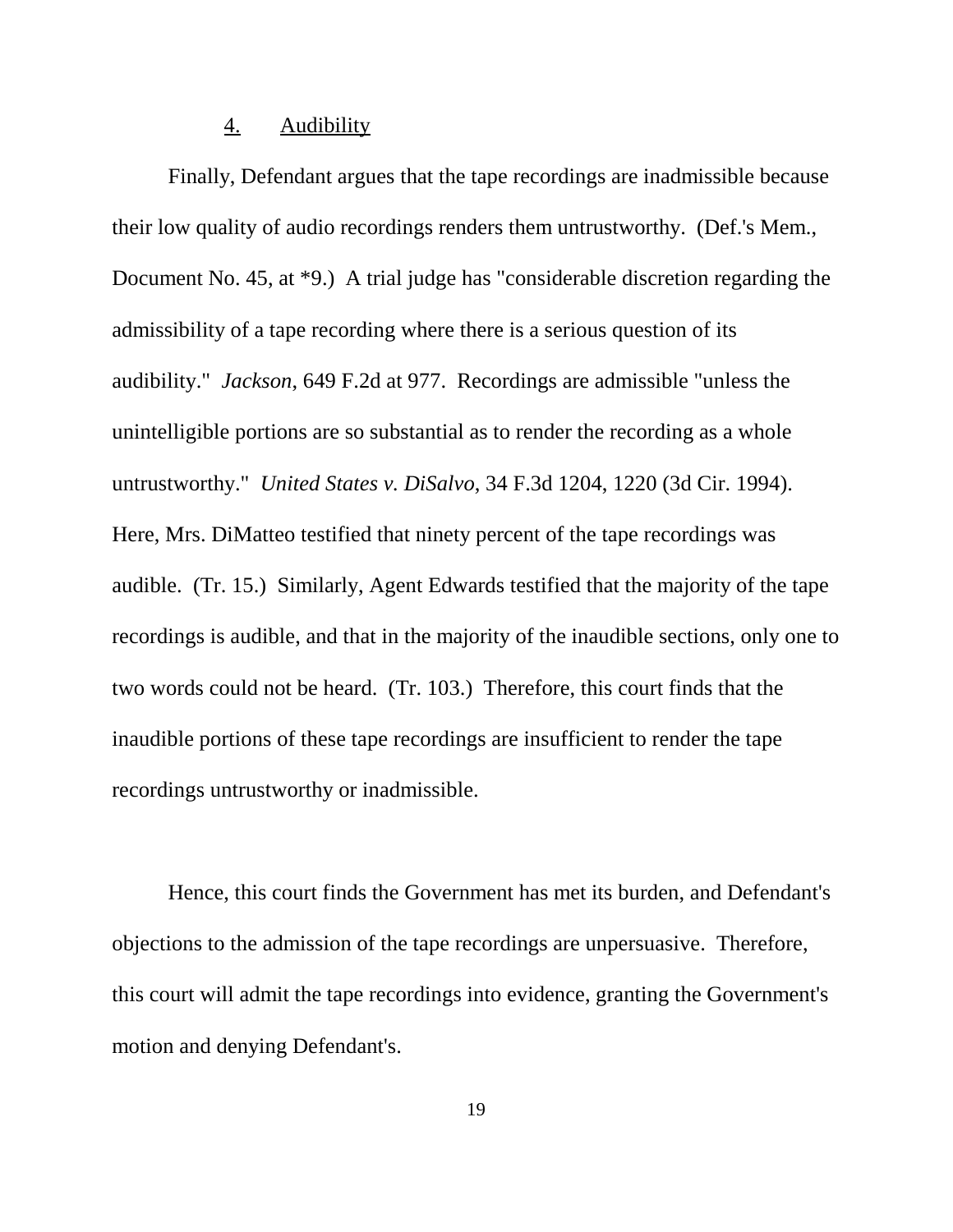#### 4. Audibility

Finally, Defendant argues that the tape recordings are inadmissible because their low quality of audio recordings renders them untrustworthy. (Def.'s Mem., Document No. 45, at *9.) A trial judge has "considerable discretion regarding the admissibility of a tape recording where there is a serious question of its audibility." *Jackson*, 649 F.2d at 977. Recordings are admissible "unless the unintelligible portions are so substantial as to render the recording as a whole untrustworthy." *United States v. DiSalvo*, 34 F.3d 1204, 1220 (3d Cir. 1994). Here, Mrs. DiMatteo testified that ninety percent of the tape recordings was audible. (Tr. 15.) Similarly, Agent Edwards testified that the majority of the tape recordings is audible, and that in the majority of the inaudible sections, only one to two words could not be heard. (Tr. 103.) Therefore, this court finds that the inaudible portions of these tape recordings are insufficient to render the tape recordings untrustworthy or inadmissible.

Hence, this court finds the Government has met its burden, and Defendant's objections to the admission of the tape recordings are unpersuasive. Therefore, this court will admit the tape recordings into evidence, granting the Government's motion and denying Defendant's.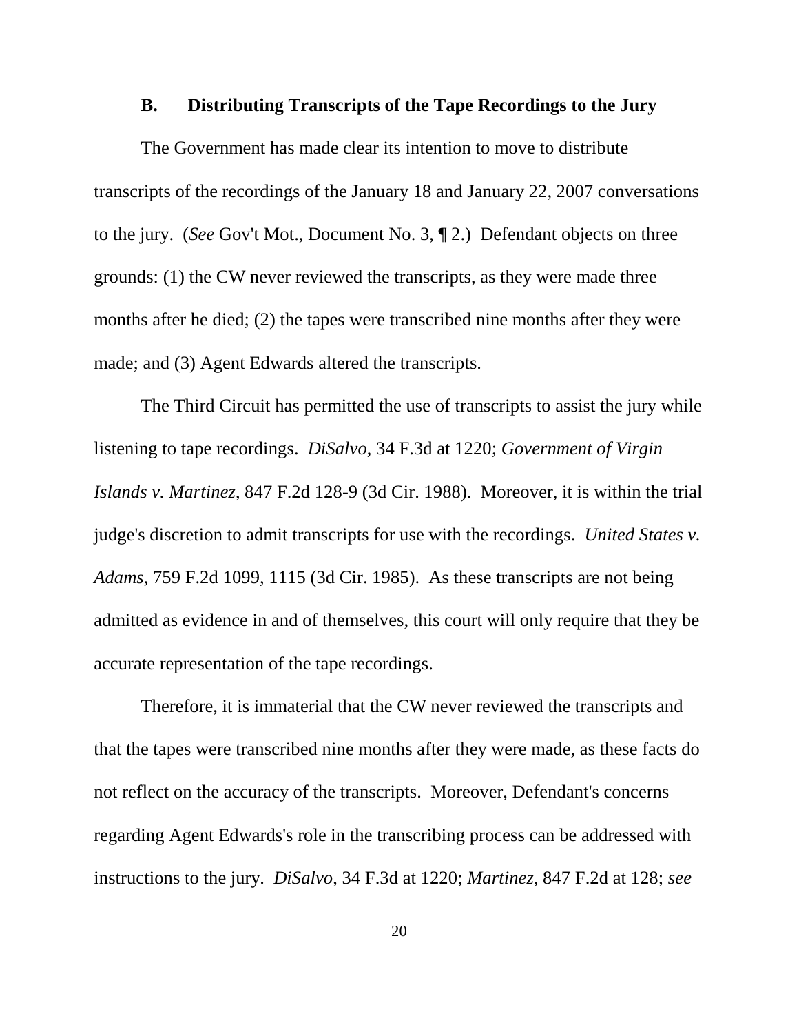### B. Distributing Transcripts of the Tape Recordings to the Jury

The Government has made clear its intention to move to distribute transcripts of the recordings of the January 18 and January 22, 2007 conversations to the jury. (*See* Gov't Mot., Document No. 3, ¶ 2.) Defendant objects on three grounds: (1) the CW never reviewed the transcripts, as they were made three months after he died; (2) the tapes were transcribed nine months after they were made; and (3) Agent Edwards altered the transcripts.

The Third Circuit has permitted the use of transcripts to assist the jury while listening to tape recordings. *DiSalvo*, 34 F.3d at 1220; *Government of Virgin Islands v. Martinez*, 847 F.2d 128-9 (3d Cir. 1988). Moreover, it is within the trial judge's discretion to admit transcripts for use with the recordings. *United States v. Adams*, 759 F.2d 1099, 1115 (3d Cir. 1985). As these transcripts are not being admitted as evidence in and of themselves, this court will only require that they be accurate representation of the tape recordings.

Therefore, it is immaterial that the CW never reviewed the transcripts and that the tapes were transcribed nine months after they were made, as these facts do not reflect on the accuracy of the transcripts. Moreover, Defendant's concerns regarding Agent Edwards's role in the transcribing process can be addressed with instructions to the jury. *DiSalvo*, 34 F.3d at 1220; *Martinez*, 847 F.2d at 128; *see*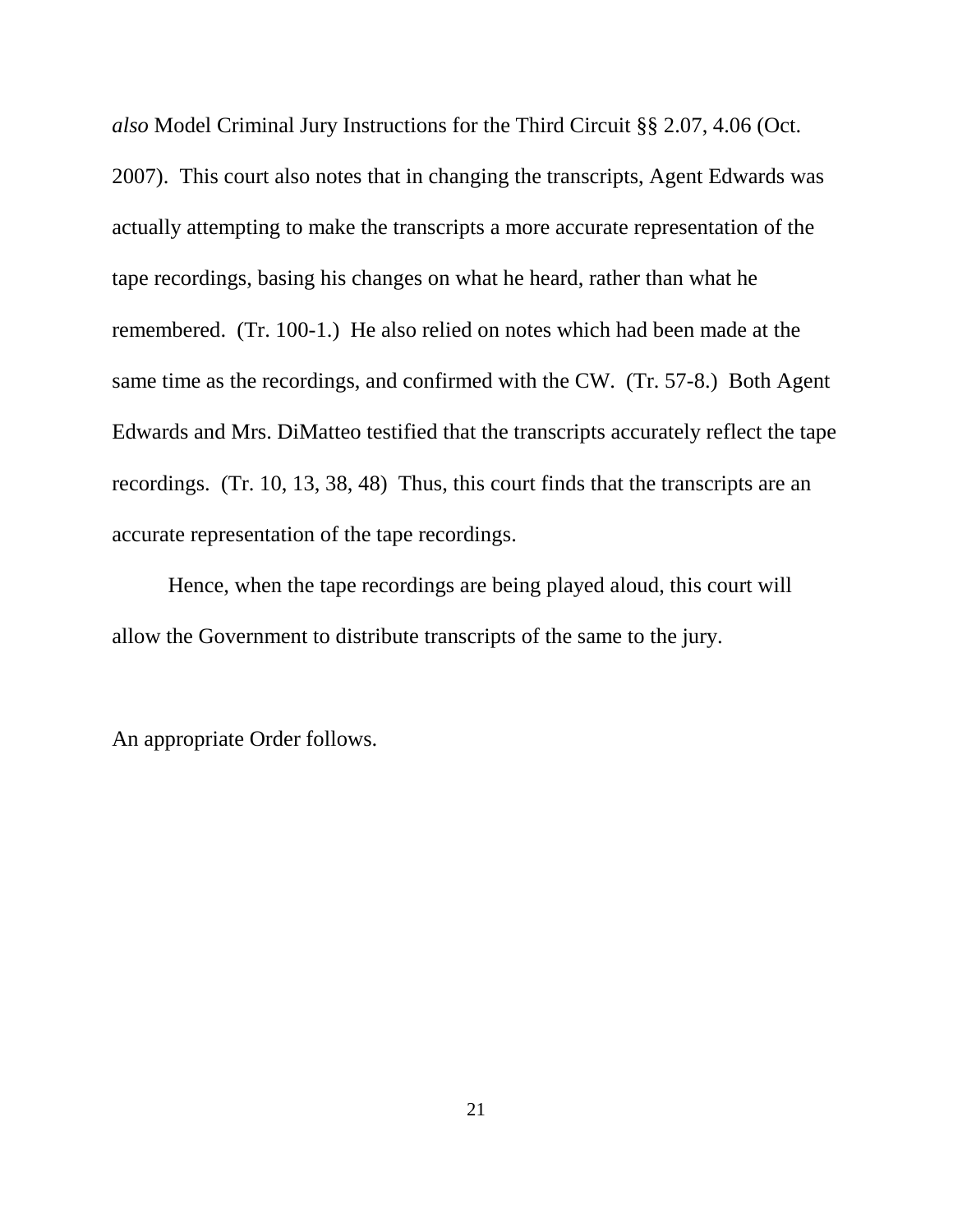*also* Model Criminal Jury Instructions for the Third Circuit §§ 2.07, 4.06 (Oct. 2007). This court also notes that in changing the transcripts, Agent Edwards was actually attempting to make the transcripts a more accurate representation of the tape recordings, basing his changes on what he heard, rather than what he remembered. (Tr. 100-1.) He also relied on notes which had been made at the same time as the recordings, and confirmed with the CW. (Tr. 57-8.) Both Agent Edwards and Mrs. DiMatteo testified that the transcripts accurately reflect the tape recordings. (Tr. 10, 13, 38, 48) Thus, this court finds that the transcripts are an accurate representation of the tape recordings.

Hence, when the tape recordings are being played aloud, this court will allow the Government to distribute transcripts of the same to the jury.

An appropriate Order follows.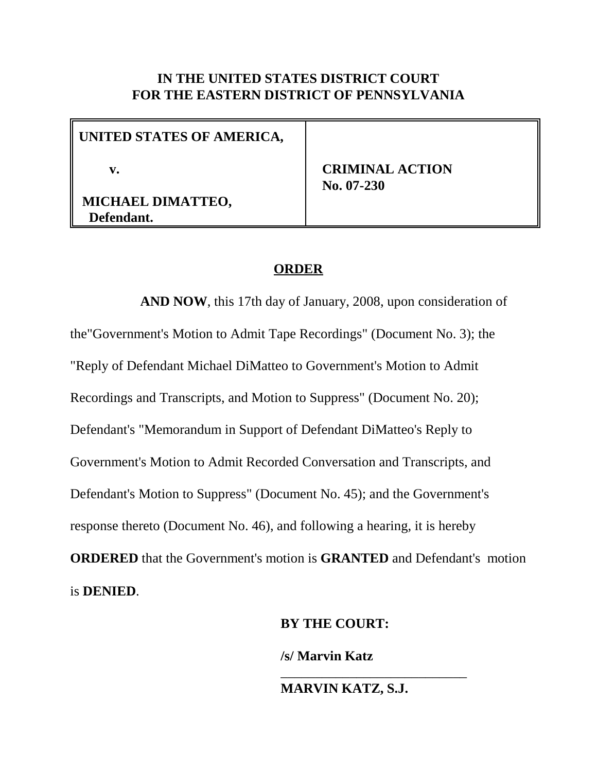**IN THE UNITED STATES DISTRICT COURT**
**FOR THE EASTERN DISTRICT OF PENNSYLVANIA**

| | |
|---|---|
| **UNITED STATES OF AMERICA,**<br><br>**v.**<br><br>**MICHAEL DIMATTEO,**<br>**Defendant.** | **CRIMINAL ACTION**<br>**No. 07-230** |

**ORDER**

**AND NOW**, this 17th day of January, 2008, upon consideration of the"Government's Motion to Admit Tape Recordings" (Document No. 3); the "Reply of Defendant Michael DiMatteo to Government's Motion to Admit Recordings and Transcripts, and Motion to Suppress" (Document No. 20); Defendant's "Memorandum in Support of Defendant DiMatteo's Reply to Government's Motion to Admit Recorded Conversation and Transcripts, and Defendant's Motion to Suppress" (Document No. 45); and the Government's response thereto (Document No. 46), and following a hearing, it is hereby **ORDERED** that the Government's motion is **GRANTED** and Defendant's motion is **DENIED**.

**BY THE COURT:**

**/s/ Marvin Katz**

**MARVIN KATZ, S.J.**